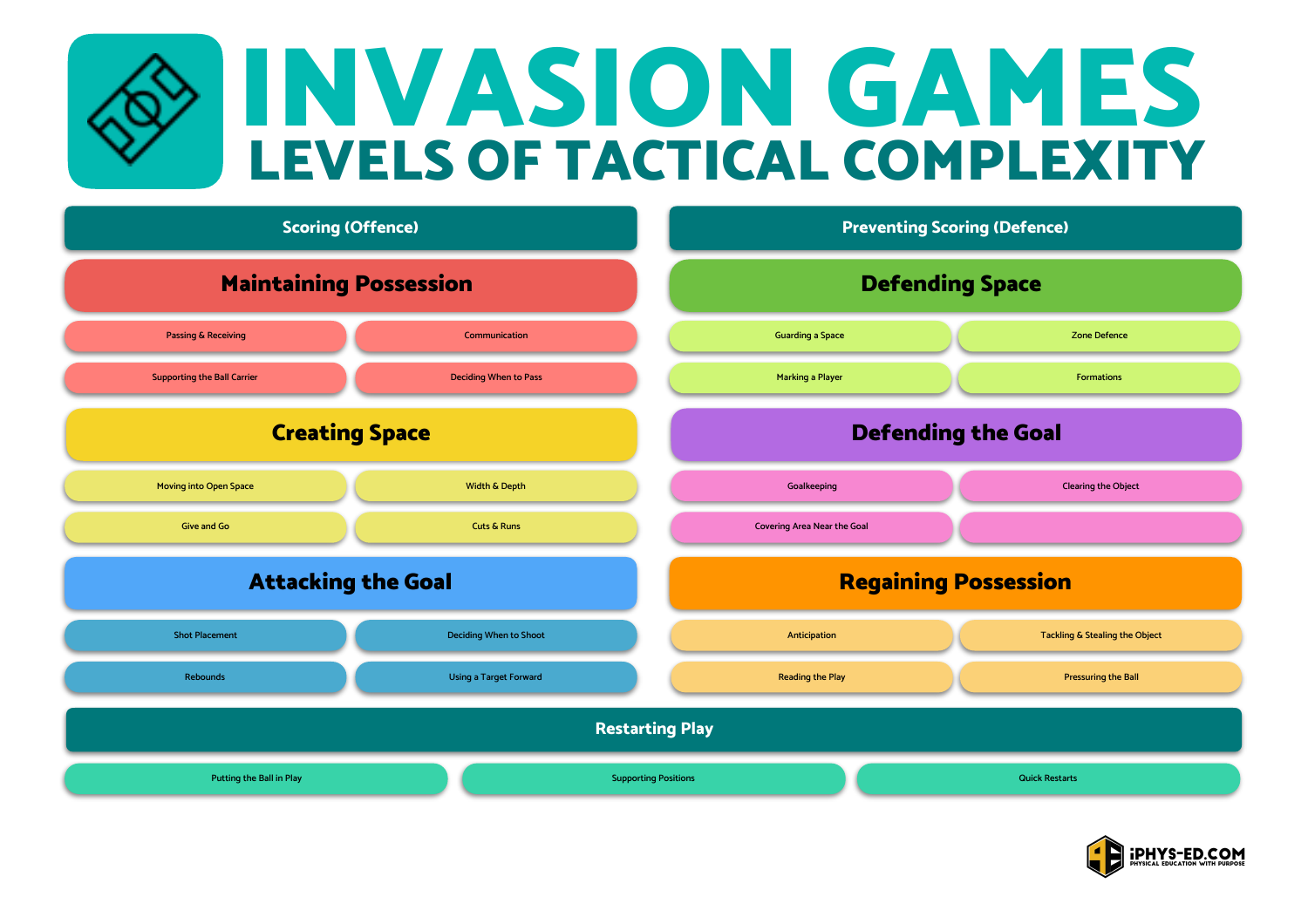# INVASION GAMES

## LEVELS OF TACTICAL COMPLEXITY

### Scoring (Offence)

#### Maintaining Possession

- Passing & Receiving
- Communication
- Supporting the Ball Carrier
- Deciding When to Pass

#### Creating Space

- Moving into Open Space
- Width & Depth
- Give and Go
- Cuts & Runs

#### Attacking the Goal

- Shot Placement
- Deciding When to Shoot
- Rebounds
- Using a Target Forward

### Preventing Scoring (Defence)

#### Defending Space

- Guarding a Space
- Zone Defence
- Marking a Player
- Formations

#### Defending the Goal

- Goalkeeping
- Clearing the Object
- Covering Area Near the Goal

#### Regaining Possession

- Anticipation
- Tackling & Stealing the Object
- Reading the Play
- Pressuring the Ball

### Restarting Play

- Putting the Ball in Play
- Supporting Positions
- Quick Restarts

iPHYS-ED.COM
PHYSICAL EDUCATION WITH PURPOSE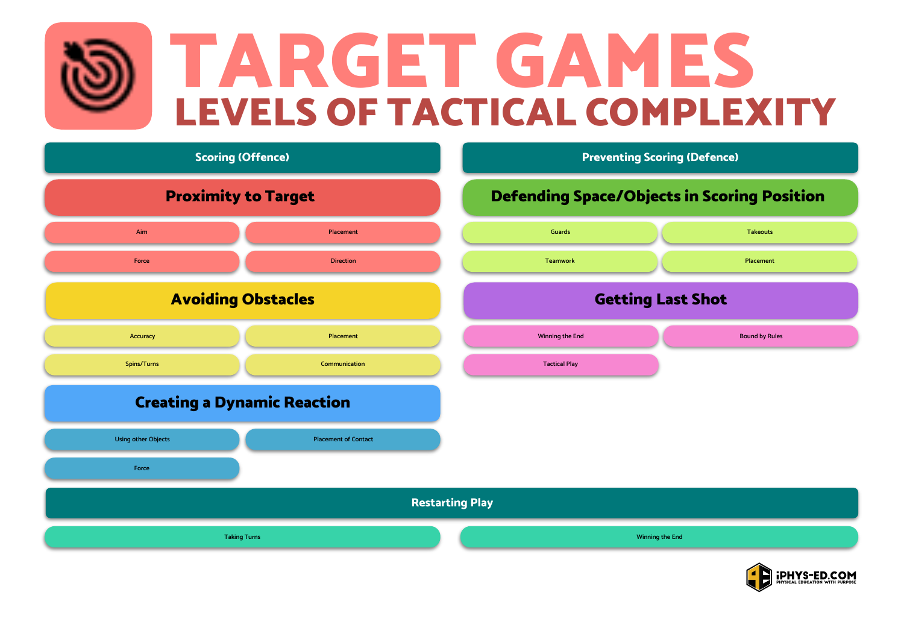# TARGET GAMES

## LEVELS OF TACTICAL COMPLEXITY

### Scoring (Offence)

#### Proximity to Target

- Aim
- Placement
- Force
- Direction

#### Avoiding Obstacles

- Accuracy
- Placement
- Spins/Turns
- Communication

#### Creating a Dynamic Reaction

- Using other Objects
- Placement of Contact
- Force

### Preventing Scoring (Defence)

#### Defending Space/Objects in Scoring Position

- Guards
- Takeouts
- Teamwork
- Placement

#### Getting Last Shot

- Winning the End
- Bound by Rules
- Tactical Play

### Restarting Play

- Taking Turns
- Winning the End

iPHYS-ED.COM
PHYSICAL EDUCATION WITH PURPOSE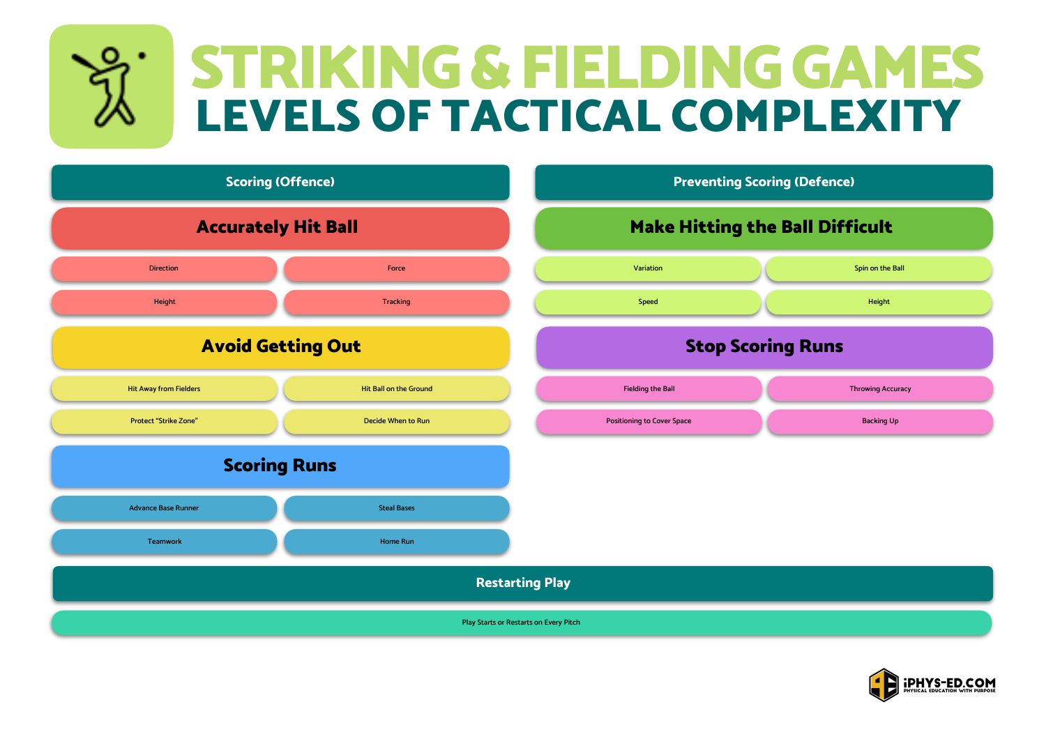# STRIKING & FIELDING GAMES

## LEVELS OF TACTICAL COMPLEXITY

## Scoring (Offence)

### Accurately Hit Ball

- Direction
- Force
- Height
- Tracking

### Avoid Getting Out

- Hit Away from Fielders
- Hit Ball on the Ground
- Protect "Strike Zone"
- Decide When to Run

### Scoring Runs

- Advance Base Runner
- Steal Bases
- Teamwork
- Home Run

## Preventing Scoring (Defence)

### Make Hitting the Ball Difficult

- Variation
- Spin on the Ball
- Speed
- Height

### Stop Scoring Runs

- Fielding the Ball
- Throwing Accuracy
- Positioning to Cover Space
- Backing Up

## Restarting Play

- Play Starts or Restarts on Every Pitch

iPHYS-ED.COM
PHYSICAL EDUCATION WITH PURPOSE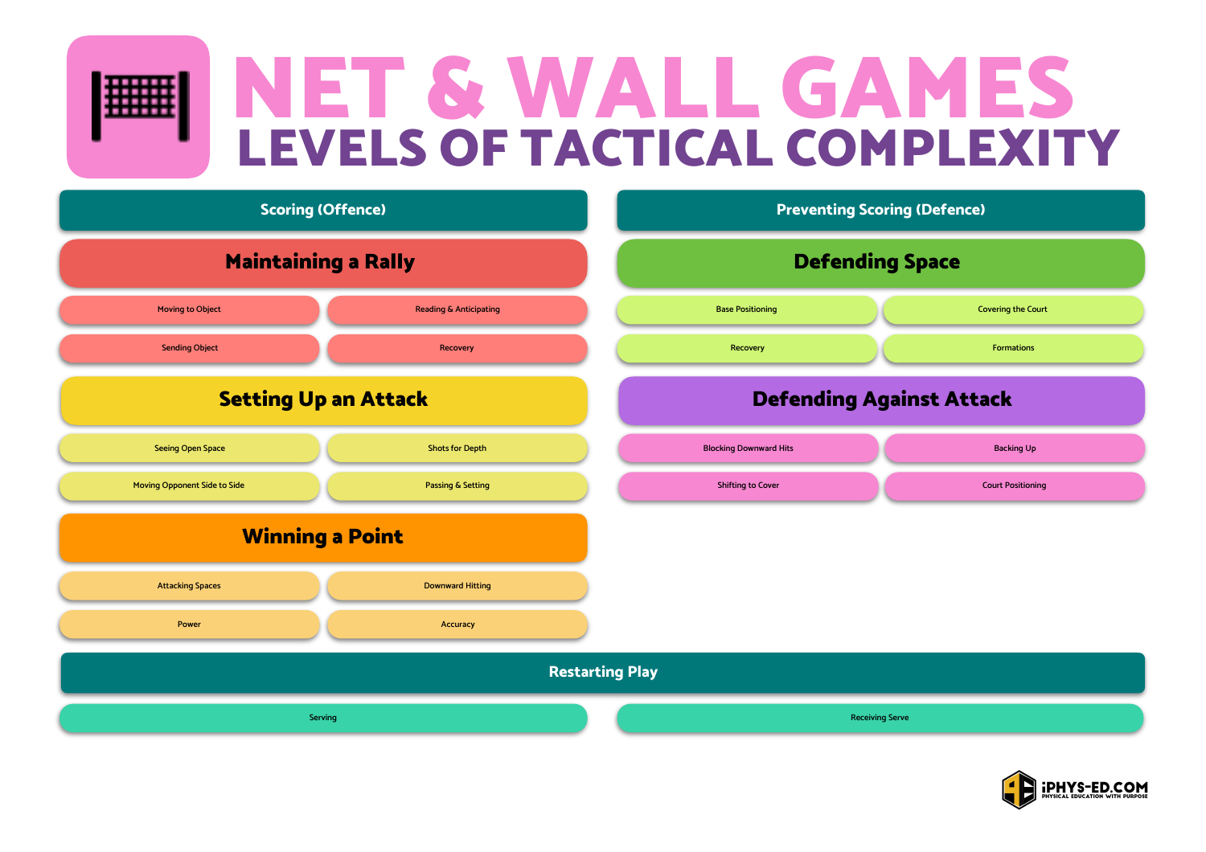# NET & WALL GAMES

## LEVELS OF TACTICAL COMPLEXITY

## Scoring (Offence)

### Maintaining a Rally

- Moving to Object
- Reading & Anticipating
- Sending Object
- Recovery

### Setting Up an Attack

- Seeing Open Space
- Shots for Depth
- Moving Opponent Side to Side
- Passing & Setting

### Winning a Point

- Attacking Spaces
- Downward Hitting
- Power
- Accuracy

## Preventing Scoring (Defence)

### Defending Space

- Base Positioning
- Covering the Court
- Recovery
- Formations

### Defending Against Attack

- Blocking Downward Hits
- Backing Up
- Shifting to Cover
- Court Positioning

## Restarting Play

- Serving
- Receiving Serve

iPHYS-ED.COM
PHYSICAL EDUCATION WITH PURPOSE